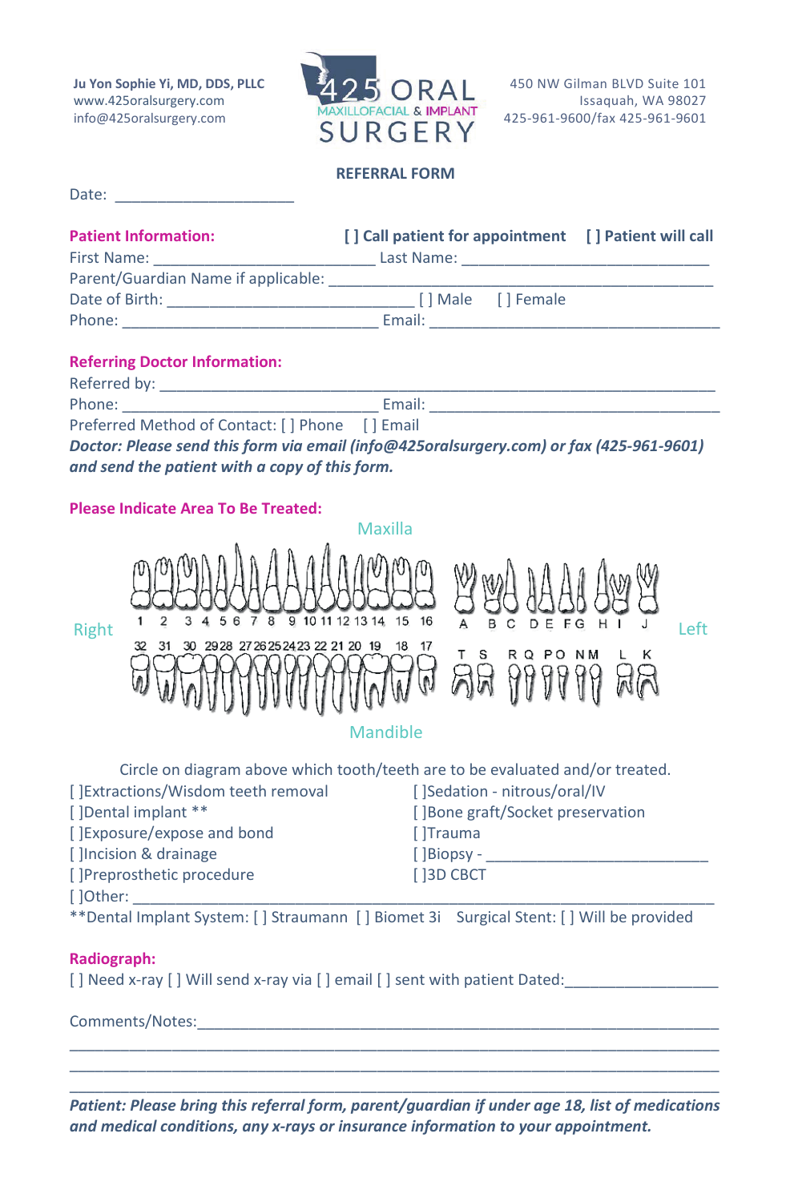Ju Yon Sophie Yi, MD, DDS, PLLC
www.425oralsurgery.com
info@425oralsurgery.com

425 ORAL MAXILLOFACIAL & IMPLANT SURGERY

450 NW Gilman BLVD Suite 101
Issaquah, WA 98027
425-961-9600/fax 425-961-9601

## REFERRAL FORM

Date: ____________________

**Patient Information:** **[ ] Call patient for appointment** **[ ] Patient will call**

First Name: ________________________ Last Name: ____________________________

Parent/Guardian Name if applicable: ____________________________________________

Date of Birth: ___________________________ [ ] Male [ ] Female

Phone: ____________________________ Email: _________________________________

**Referring Doctor Information:**

Referred by: _______________________________________________________________

Phone: ____________________________ Email: _________________________________

Preferred Method of Contact: [ ] Phone [ ] Email

***Doctor: Please send this form via email (info@425oralsurgery.com) or fax (425-961-9601) and send the patient with a copy of this form.***

**Please Indicate Area To Be Treated:**

Maxilla

Right 1 2 3 4 5 6 7 8 9 10 11 12 13 14 15 16 A B C D E F G H I J Left

32 31 30 29 28 27 26 25 24 23 22 21 20 19 18 17 T S R Q P O N M L K

Mandible

Circle on diagram above which tooth/teeth are to be evaluated and/or treated.

[ ]Extractions/Wisdom teeth removal
[ ]Dental implant **
[ ]Exposure/expose and bond
[ ]Incision & drainage
[ ]Preprosthetic procedure
[ ]Sedation - nitrous/oral/IV
[ ]Bone graft/Socket preservation
[ ]Trauma
[ ]Biopsy - ________________________
[ ]3D CBCT
[ ]Other: ___________________________________________________________________

**Dental Implant System: [ ] Straumann [ ] Biomet 3i Surgical Stent: [ ] Will be provided

**Radiograph:**

[ ] Need x-ray [ ] Will send x-ray via [ ] email [ ] sent with patient Dated:________________

Comments/Notes:_______________________________________________________________

_____________________________________________________________________________

_____________________________________________________________________________

_____________________________________________________________________________

***Patient: Please bring this referral form, parent/guardian if under age 18, list of medications and medical conditions, any x-rays or insurance information to your appointment.***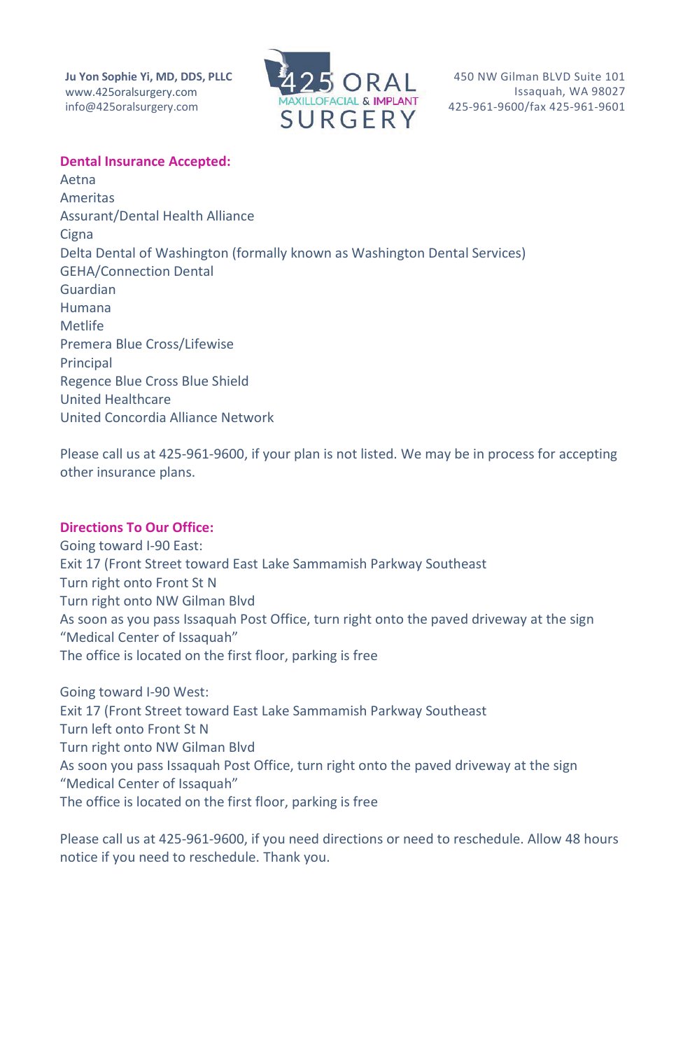Ju Yon Sophie Yi, MD, DDS, PLLC
www.425oralsurgery.com
info@425oralsurgery.com

425 ORAL MAXILLOFACIAL & IMPLANT SURGERY

450 NW Gilman BLVD Suite 101
Issaquah, WA 98027
425-961-9600/fax 425-961-9601

**Dental Insurance Accepted:**

Aetna
Ameritas
Assurant/Dental Health Alliance
Cigna
Delta Dental of Washington (formally known as Washington Dental Services)
GEHA/Connection Dental
Guardian
Humana
Metlife
Premera Blue Cross/Lifewise
Principal
Regence Blue Cross Blue Shield
United Healthcare
United Concordia Alliance Network

Please call us at 425-961-9600, if your plan is not listed. We may be in process for accepting other insurance plans.

**Directions To Our Office:**

Going toward I-90 East:
Exit 17 (Front Street toward East Lake Sammamish Parkway Southeast
Turn right onto Front St N
Turn right onto NW Gilman Blvd
As soon as you pass Issaquah Post Office, turn right onto the paved driveway at the sign "Medical Center of Issaquah"
The office is located on the first floor, parking is free

Going toward I-90 West:
Exit 17 (Front Street toward East Lake Sammamish Parkway Southeast
Turn left onto Front St N
Turn right onto NW Gilman Blvd
As soon you pass Issaquah Post Office, turn right onto the paved driveway at the sign "Medical Center of Issaquah"
The office is located on the first floor, parking is free

Please call us at 425-961-9600, if you need directions or need to reschedule. Allow 48 hours notice if you need to reschedule. Thank you.